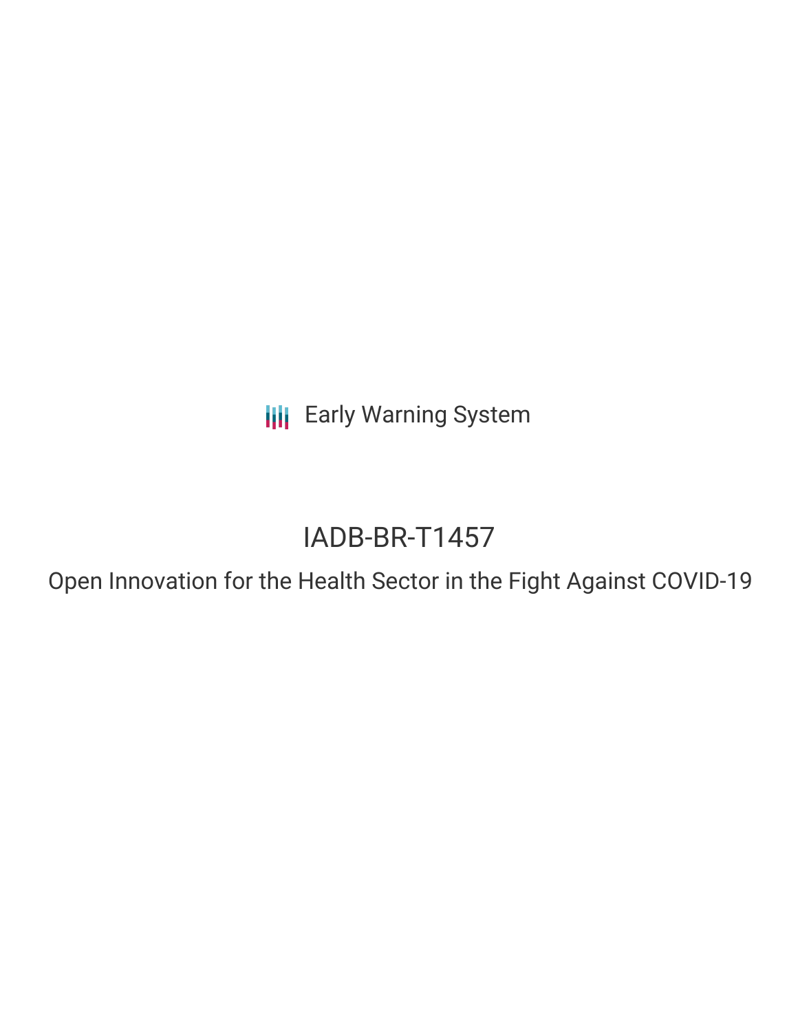Early Warning System

# IADB-BR-T1457

## Open Innovation for the Health Sector in the Fight Against COVID-19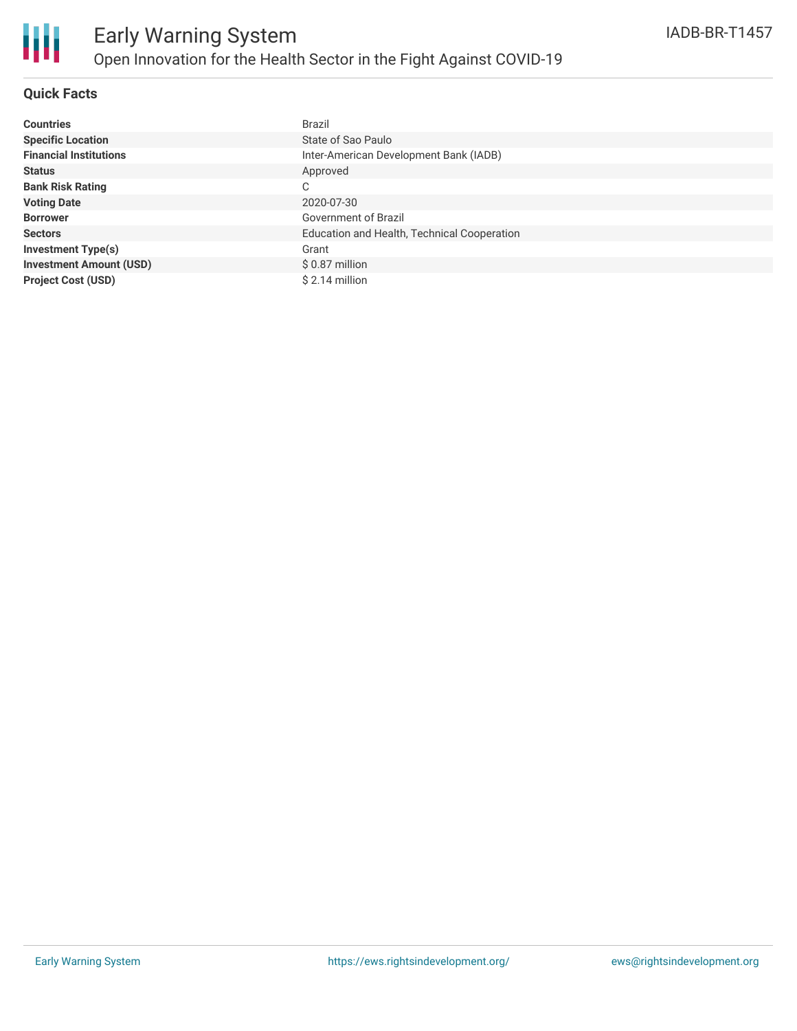# Early Warning System

## Open Innovation for the Health Sector in the Fight Against COVID-19

IADB-BR-T1457

### Quick Facts

| | |
|---|---|
| **Countries** | Brazil |
| **Specific Location** | State of Sao Paulo |
| **Financial Institutions** | Inter-American Development Bank (IADB) |
| **Status** | Approved |
| **Bank Risk Rating** | C |
| **Voting Date** | 2020-07-30 |
| **Borrower** | Government of Brazil |
| **Sectors** | Education and Health, Technical Cooperation |
| **Investment Type(s)** | Grant |
| **Investment Amount (USD)** | $ 0.87 million |
| **Project Cost (USD)** | $ 2.14 million |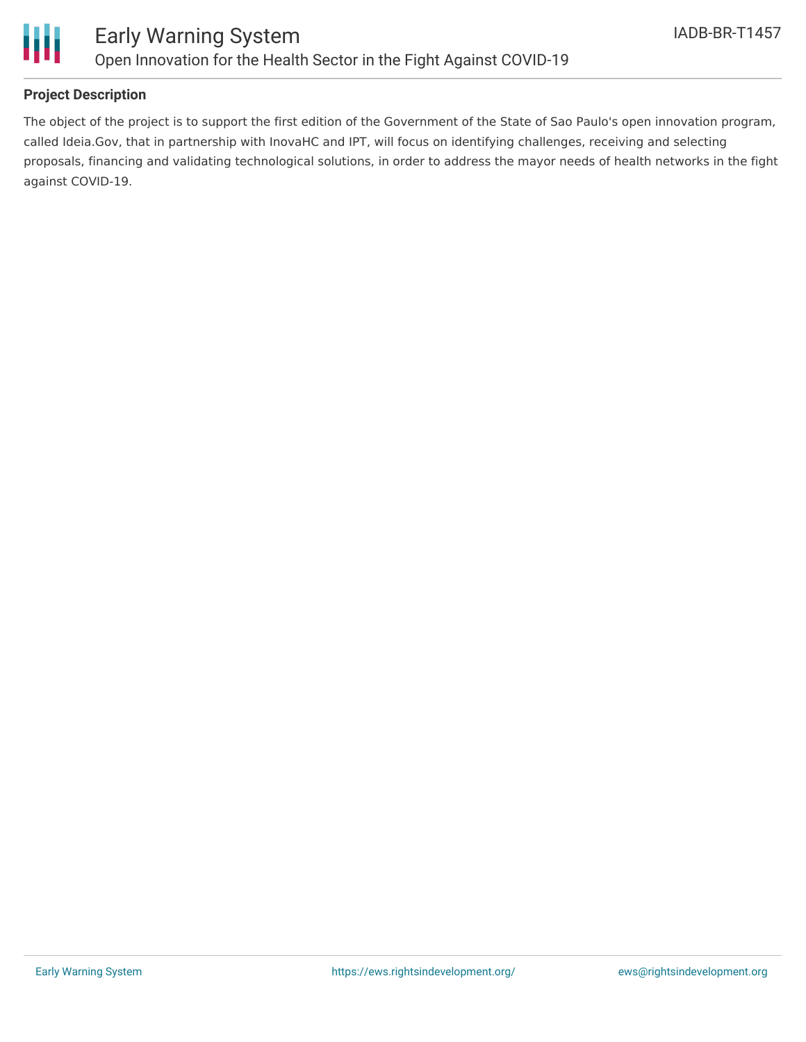## Project Description

The object of the project is to support the first edition of the Government of the State of Sao Paulo's open innovation program, called Ideia.Gov, that in partnership with InovaHC and IPT, will focus on identifying challenges, receiving and selecting proposals, financing and validating technological solutions, in order to address the mayor needs of health networks in the fight against COVID-19.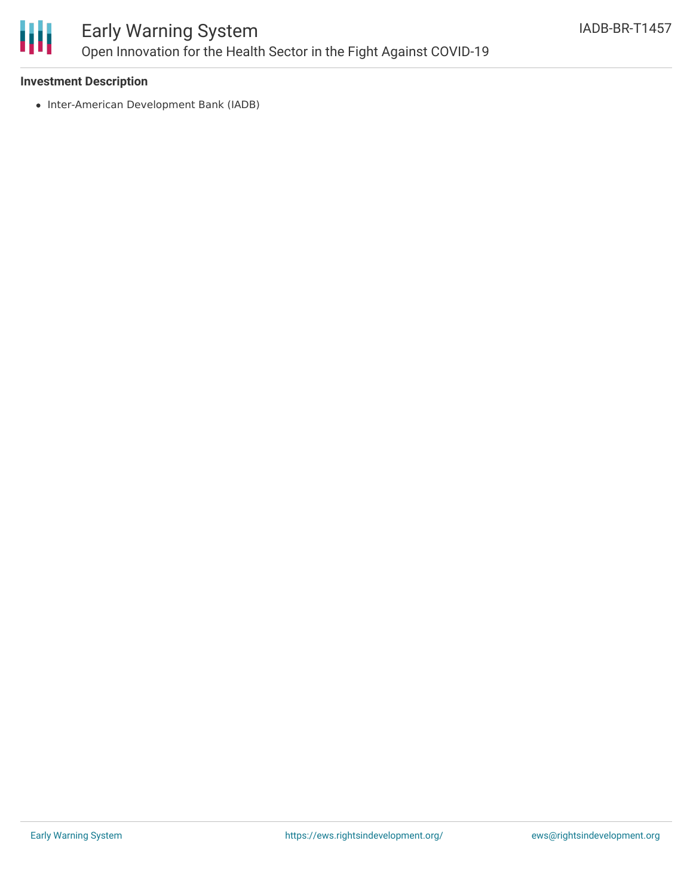### Investment Description

- Inter-American Development Bank (IADB)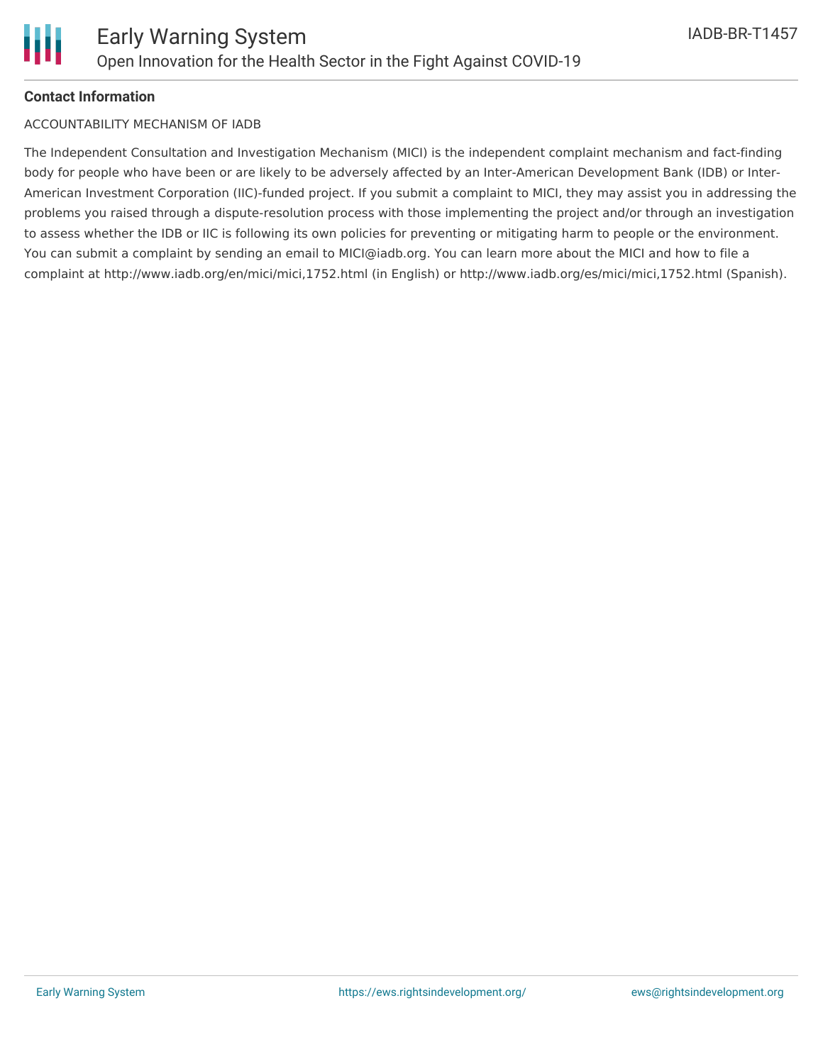**Contact Information**

ACCOUNTABILITY MECHANISM OF IADB

The Independent Consultation and Investigation Mechanism (MICI) is the independent complaint mechanism and fact-finding body for people who have been or are likely to be adversely affected by an Inter-American Development Bank (IDB) or Inter-American Investment Corporation (IIC)-funded project. If you submit a complaint to MICI, they may assist you in addressing the problems you raised through a dispute-resolution process with those implementing the project and/or through an investigation to assess whether the IDB or IIC is following its own policies for preventing or mitigating harm to people or the environment. You can submit a complaint by sending an email to MICI@iadb.org. You can learn more about the MICI and how to file a complaint at http://www.iadb.org/en/mici/mici,1752.html (in English) or http://www.iadb.org/es/mici/mici,1752.html (Spanish).